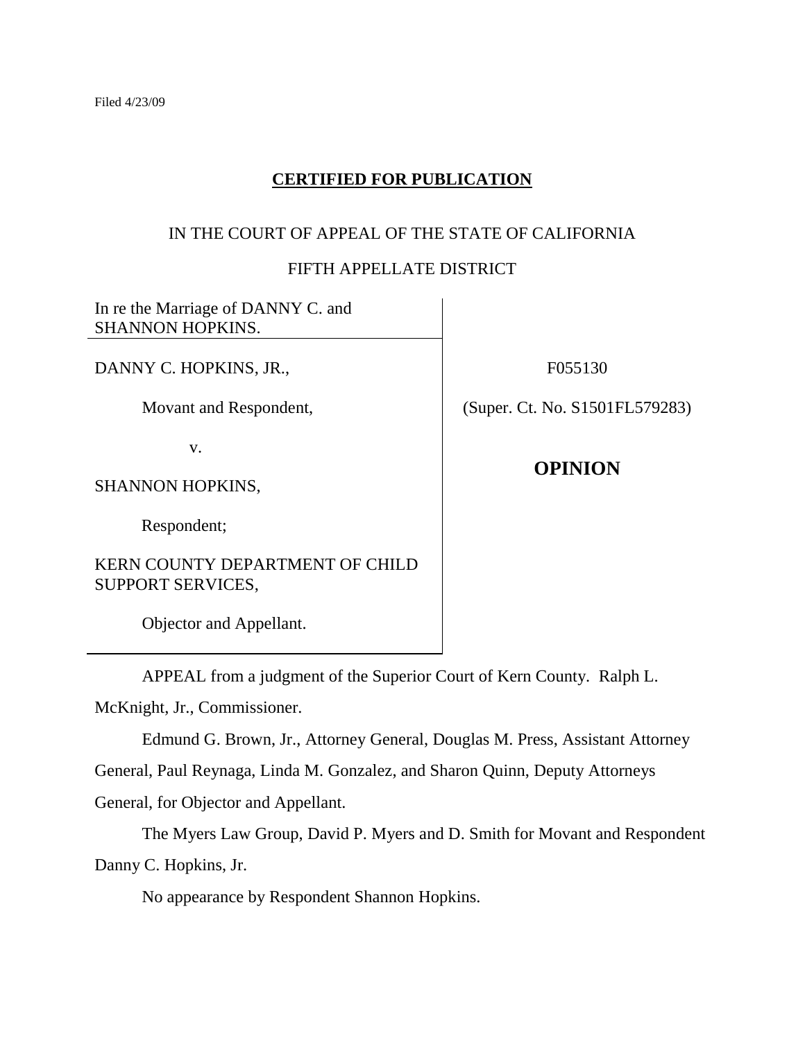Filed 4/23/09

**CERTIFIED FOR PUBLICATION**

IN THE COURT OF APPEAL OF THE STATE OF CALIFORNIA

FIFTH APPELLATE DISTRICT

In re the Marriage of DANNY C. and SHANNON HOPKINS.

DANNY C. HOPKINS, JR.,

Movant and Respondent,

v.

SHANNON HOPKINS,

Respondent;

KERN COUNTY DEPARTMENT OF CHILD SUPPORT SERVICES,

Objector and Appellant.

F055130

(Super. Ct. No. S1501FL579283)

**OPINION**

APPEAL from a judgment of the Superior Court of Kern County. Ralph L. McKnight, Jr., Commissioner.

Edmund G. Brown, Jr., Attorney General, Douglas M. Press, Assistant Attorney General, Paul Reynaga, Linda M. Gonzalez, and Sharon Quinn, Deputy Attorneys General, for Objector and Appellant.

The Myers Law Group, David P. Myers and D. Smith for Movant and Respondent Danny C. Hopkins, Jr.

No appearance by Respondent Shannon Hopkins.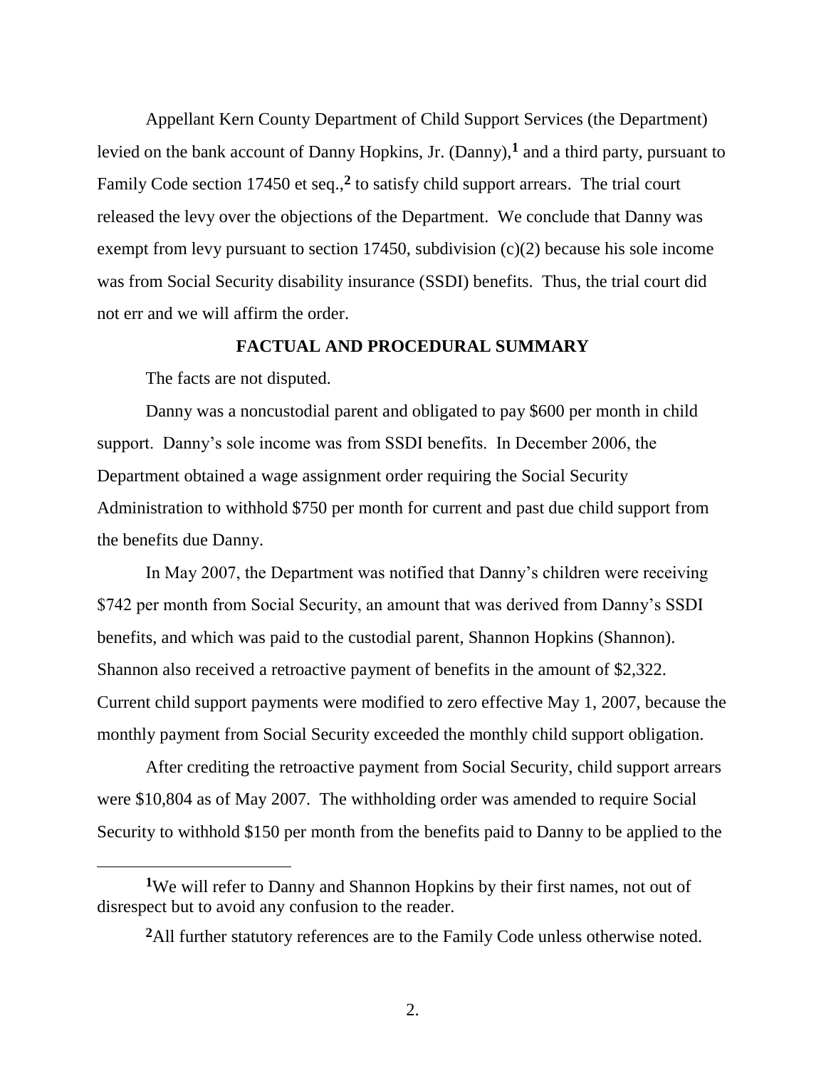Appellant Kern County Department of Child Support Services (the Department) levied on the bank account of Danny Hopkins, Jr. (Danny),[1] and a third party, pursuant to Family Code section 17450 et seq.,[2] to satisfy child support arrears. The trial court released the levy over the objections of the Department. We conclude that Danny was exempt from levy pursuant to section 17450, subdivision (c)(2) because his sole income was from Social Security disability insurance (SSDI) benefits. Thus, the trial court did not err and we will affirm the order.

**FACTUAL AND PROCEDURAL SUMMARY**

The facts are not disputed.

Danny was a noncustodial parent and obligated to pay $600 per month in child support. Danny's sole income was from SSDI benefits. In December 2006, the Department obtained a wage assignment order requiring the Social Security Administration to withhold $750 per month for current and past due child support from the benefits due Danny.

In May 2007, the Department was notified that Danny's children were receiving $742 per month from Social Security, an amount that was derived from Danny's SSDI benefits, and which was paid to the custodial parent, Shannon Hopkins (Shannon). Shannon also received a retroactive payment of benefits in the amount of $2,322. Current child support payments were modified to zero effective May 1, 2007, because the monthly payment from Social Security exceeded the monthly child support obligation.

After crediting the retroactive payment from Social Security, child support arrears were $10,804 as of May 2007. The withholding order was amended to require Social Security to withhold $150 per month from the benefits paid to Danny to be applied to the

---

[1] We will refer to Danny and Shannon Hopkins by their first names, not out of disrespect but to avoid any confusion to the reader.

[2] All further statutory references are to the Family Code unless otherwise noted.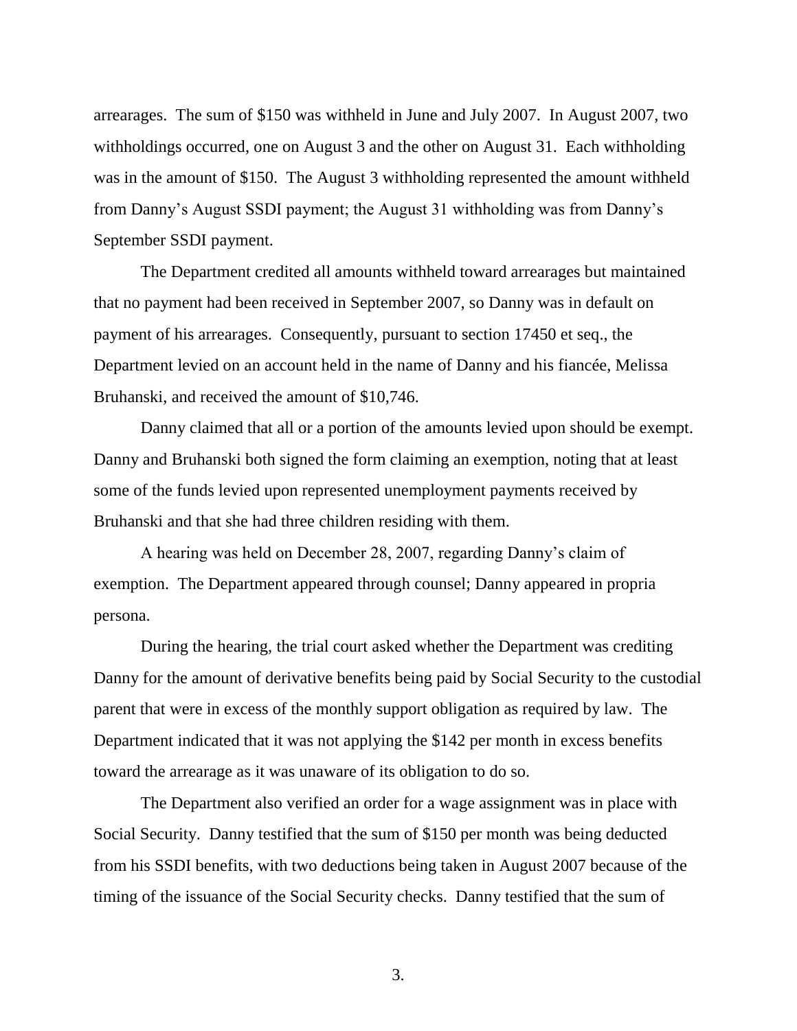arrearages. The sum of $150 was withheld in June and July 2007. In August 2007, two withholdings occurred, one on August 3 and the other on August 31. Each withholding was in the amount of $150. The August 3 withholding represented the amount withheld from Danny's August SSDI payment; the August 31 withholding was from Danny's September SSDI payment.

The Department credited all amounts withheld toward arrearages but maintained that no payment had been received in September 2007, so Danny was in default on payment of his arrearages. Consequently, pursuant to section 17450 et seq., the Department levied on an account held in the name of Danny and his fiancée, Melissa Bruhanski, and received the amount of $10,746.

Danny claimed that all or a portion of the amounts levied upon should be exempt. Danny and Bruhanski both signed the form claiming an exemption, noting that at least some of the funds levied upon represented unemployment payments received by Bruhanski and that she had three children residing with them.

A hearing was held on December 28, 2007, regarding Danny's claim of exemption. The Department appeared through counsel; Danny appeared in propria persona.

During the hearing, the trial court asked whether the Department was crediting Danny for the amount of derivative benefits being paid by Social Security to the custodial parent that were in excess of the monthly support obligation as required by law. The Department indicated that it was not applying the $142 per month in excess benefits toward the arrearage as it was unaware of its obligation to do so.

The Department also verified an order for a wage assignment was in place with Social Security. Danny testified that the sum of $150 per month was being deducted from his SSDI benefits, with two deductions being taken in August 2007 because of the timing of the issuance of the Social Security checks. Danny testified that the sum of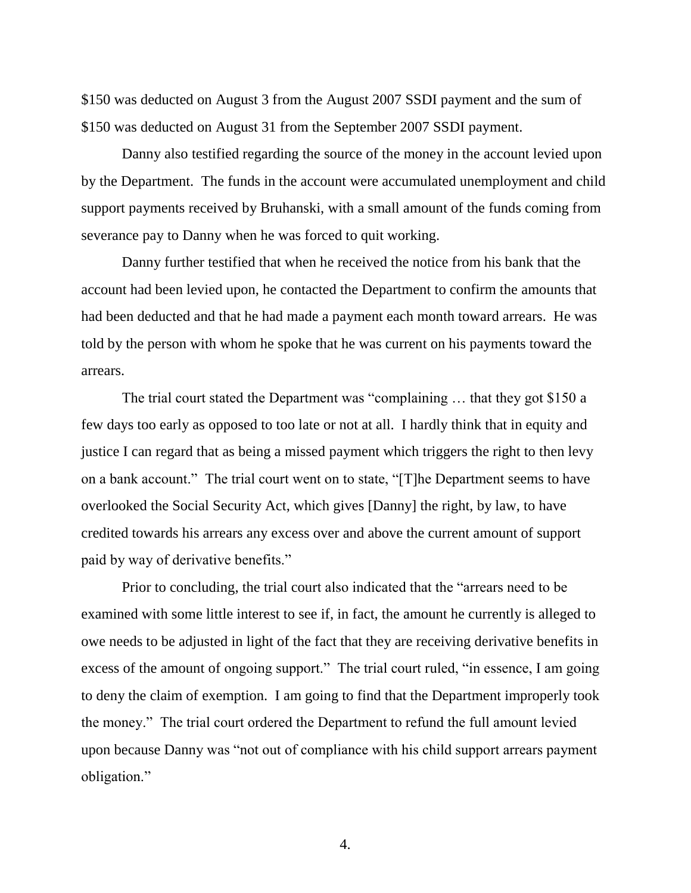$150 was deducted on August 3 from the August 2007 SSDI payment and the sum of $150 was deducted on August 31 from the September 2007 SSDI payment.

Danny also testified regarding the source of the money in the account levied upon by the Department. The funds in the account were accumulated unemployment and child support payments received by Bruhanski, with a small amount of the funds coming from severance pay to Danny when he was forced to quit working.

Danny further testified that when he received the notice from his bank that the account had been levied upon, he contacted the Department to confirm the amounts that had been deducted and that he had made a payment each month toward arrears. He was told by the person with whom he spoke that he was current on his payments toward the arrears.

The trial court stated the Department was "complaining … that they got $150 a few days too early as opposed to too late or not at all. I hardly think that in equity and justice I can regard that as being a missed payment which triggers the right to then levy on a bank account." The trial court went on to state, "[T]he Department seems to have overlooked the Social Security Act, which gives [Danny] the right, by law, to have credited towards his arrears any excess over and above the current amount of support paid by way of derivative benefits."

Prior to concluding, the trial court also indicated that the "arrears need to be examined with some little interest to see if, in fact, the amount he currently is alleged to owe needs to be adjusted in light of the fact that they are receiving derivative benefits in excess of the amount of ongoing support." The trial court ruled, "in essence, I am going to deny the claim of exemption. I am going to find that the Department improperly took the money." The trial court ordered the Department to refund the full amount levied upon because Danny was "not out of compliance with his child support arrears payment obligation."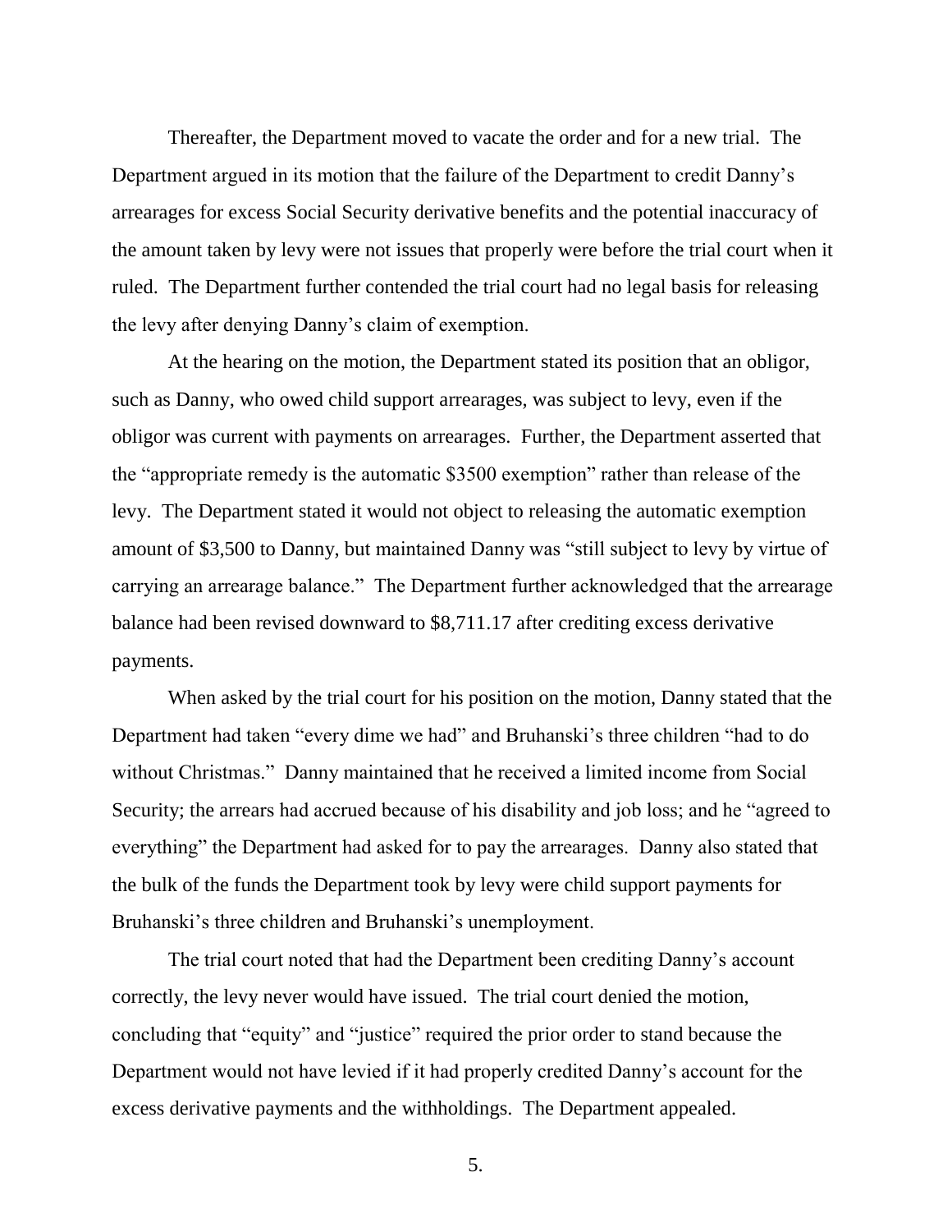Thereafter, the Department moved to vacate the order and for a new trial. The Department argued in its motion that the failure of the Department to credit Danny's arrearages for excess Social Security derivative benefits and the potential inaccuracy of the amount taken by levy were not issues that properly were before the trial court when it ruled. The Department further contended the trial court had no legal basis for releasing the levy after denying Danny's claim of exemption.

At the hearing on the motion, the Department stated its position that an obligor, such as Danny, who owed child support arrearages, was subject to levy, even if the obligor was current with payments on arrearages. Further, the Department asserted that the "appropriate remedy is the automatic $3500 exemption" rather than release of the levy. The Department stated it would not object to releasing the automatic exemption amount of $3,500 to Danny, but maintained Danny was "still subject to levy by virtue of carrying an arrearage balance." The Department further acknowledged that the arrearage balance had been revised downward to $8,711.17 after crediting excess derivative payments.

When asked by the trial court for his position on the motion, Danny stated that the Department had taken "every dime we had" and Bruhanski's three children "had to do without Christmas." Danny maintained that he received a limited income from Social Security; the arrears had accrued because of his disability and job loss; and he "agreed to everything" the Department had asked for to pay the arrearages. Danny also stated that the bulk of the funds the Department took by levy were child support payments for Bruhanski's three children and Bruhanski's unemployment.

The trial court noted that had the Department been crediting Danny's account correctly, the levy never would have issued. The trial court denied the motion, concluding that "equity" and "justice" required the prior order to stand because the Department would not have levied if it had properly credited Danny's account for the excess derivative payments and the withholdings. The Department appealed.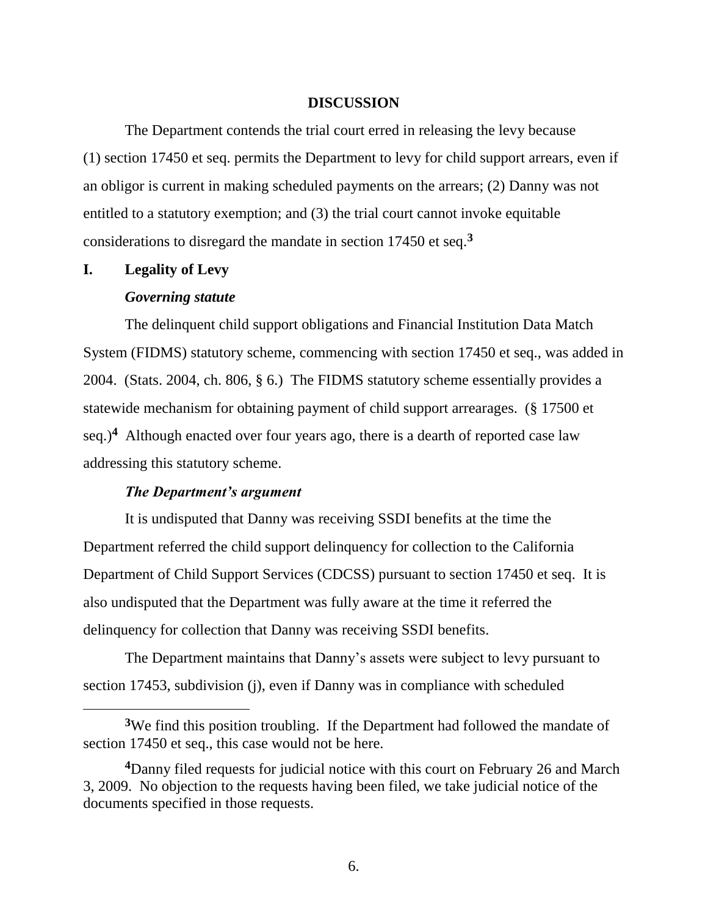## DISCUSSION

The Department contends the trial court erred in releasing the levy because (1) section 17450 et seq. permits the Department to levy for child support arrears, even if an obligor is current in making scheduled payments on the arrears; (2) Danny was not entitled to a statutory exemption; and (3) the trial court cannot invoke equitable considerations to disregard the mandate in section 17450 et seq.[3]

## I. Legality of Levy

### *Governing statute*

The delinquent child support obligations and Financial Institution Data Match System (FIDMS) statutory scheme, commencing with section 17450 et seq., was added in 2004. (Stats. 2004, ch. 806, § 6.) The FIDMS statutory scheme essentially provides a statewide mechanism for obtaining payment of child support arrearages. (§ 17500 et seq.)[4] Although enacted over four years ago, there is a dearth of reported case law addressing this statutory scheme.

### *The Department's argument*

It is undisputed that Danny was receiving SSDI benefits at the time the Department referred the child support delinquency for collection to the California Department of Child Support Services (CDCSS) pursuant to section 17450 et seq. It is also undisputed that the Department was fully aware at the time it referred the delinquency for collection that Danny was receiving SSDI benefits.

The Department maintains that Danny's assets were subject to levy pursuant to section 17453, subdivision (j), even if Danny was in compliance with scheduled

---

[3]We find this position troubling. If the Department had followed the mandate of section 17450 et seq., this case would not be here.

[4]Danny filed requests for judicial notice with this court on February 26 and March 3, 2009. No objection to the requests having been filed, we take judicial notice of the documents specified in those requests.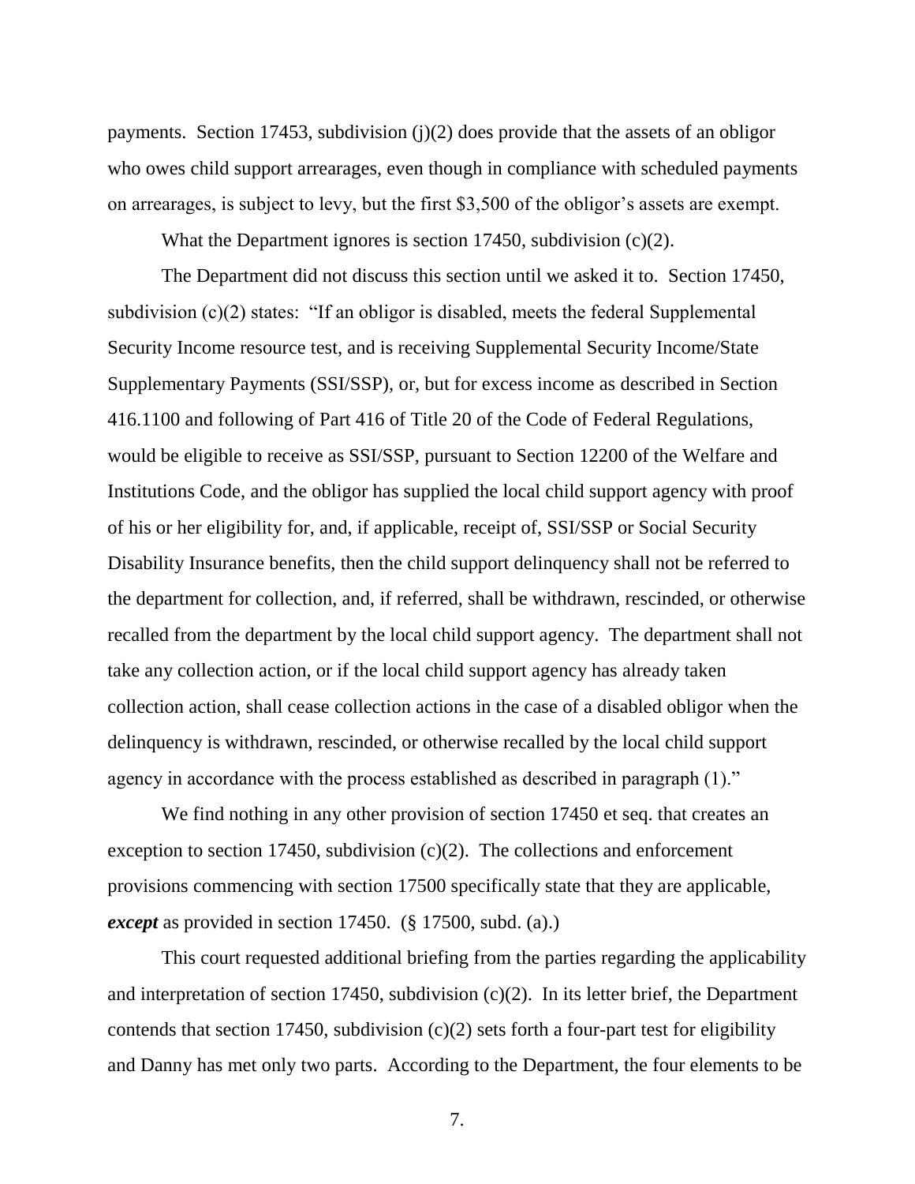payments. Section 17453, subdivision (j)(2) does provide that the assets of an obligor who owes child support arrearages, even though in compliance with scheduled payments on arrearages, is subject to levy, but the first $3,500 of the obligor's assets are exempt.

What the Department ignores is section 17450, subdivision (c)(2).

The Department did not discuss this section until we asked it to. Section 17450, subdivision (c)(2) states: "If an obligor is disabled, meets the federal Supplemental Security Income resource test, and is receiving Supplemental Security Income/State Supplementary Payments (SSI/SSP), or, but for excess income as described in Section 416.1100 and following of Part 416 of Title 20 of the Code of Federal Regulations, would be eligible to receive as SSI/SSP, pursuant to Section 12200 of the Welfare and Institutions Code, and the obligor has supplied the local child support agency with proof of his or her eligibility for, and, if applicable, receipt of, SSI/SSP or Social Security Disability Insurance benefits, then the child support delinquency shall not be referred to the department for collection, and, if referred, shall be withdrawn, rescinded, or otherwise recalled from the department by the local child support agency. The department shall not take any collection action, or if the local child support agency has already taken collection action, shall cease collection actions in the case of a disabled obligor when the delinquency is withdrawn, rescinded, or otherwise recalled by the local child support agency in accordance with the process established as described in paragraph (1)."

We find nothing in any other provision of section 17450 et seq. that creates an exception to section 17450, subdivision (c)(2). The collections and enforcement provisions commencing with section 17500 specifically state that they are applicable, ***except*** as provided in section 17450. (§ 17500, subd. (a).)

This court requested additional briefing from the parties regarding the applicability and interpretation of section 17450, subdivision (c)(2). In its letter brief, the Department contends that section 17450, subdivision (c)(2) sets forth a four-part test for eligibility and Danny has met only two parts. According to the Department, the four elements to be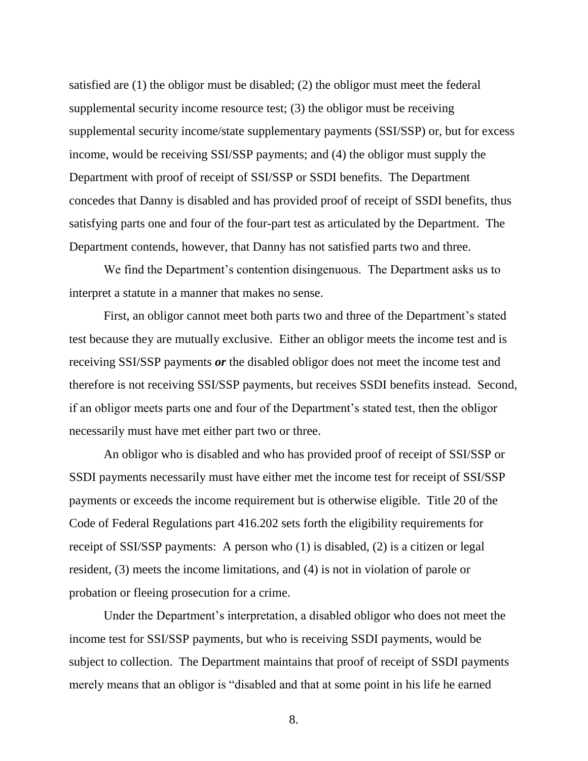satisfied are (1) the obligor must be disabled; (2) the obligor must meet the federal supplemental security income resource test; (3) the obligor must be receiving supplemental security income/state supplementary payments (SSI/SSP) or, but for excess income, would be receiving SSI/SSP payments; and (4) the obligor must supply the Department with proof of receipt of SSI/SSP or SSDI benefits. The Department concedes that Danny is disabled and has provided proof of receipt of SSDI benefits, thus satisfying parts one and four of the four-part test as articulated by the Department. The Department contends, however, that Danny has not satisfied parts two and three.

We find the Department's contention disingenuous. The Department asks us to interpret a statute in a manner that makes no sense.

First, an obligor cannot meet both parts two and three of the Department's stated test because they are mutually exclusive. Either an obligor meets the income test and is receiving SSI/SSP payments ***or*** the disabled obligor does not meet the income test and therefore is not receiving SSI/SSP payments, but receives SSDI benefits instead. Second, if an obligor meets parts one and four of the Department's stated test, then the obligor necessarily must have met either part two or three.

An obligor who is disabled and who has provided proof of receipt of SSI/SSP or SSDI payments necessarily must have either met the income test for receipt of SSI/SSP payments or exceeds the income requirement but is otherwise eligible. Title 20 of the Code of Federal Regulations part 416.202 sets forth the eligibility requirements for receipt of SSI/SSP payments: A person who (1) is disabled, (2) is a citizen or legal resident, (3) meets the income limitations, and (4) is not in violation of parole or probation or fleeing prosecution for a crime.

Under the Department's interpretation, a disabled obligor who does not meet the income test for SSI/SSP payments, but who is receiving SSDI payments, would be subject to collection. The Department maintains that proof of receipt of SSDI payments merely means that an obligor is "disabled and that at some point in his life he earned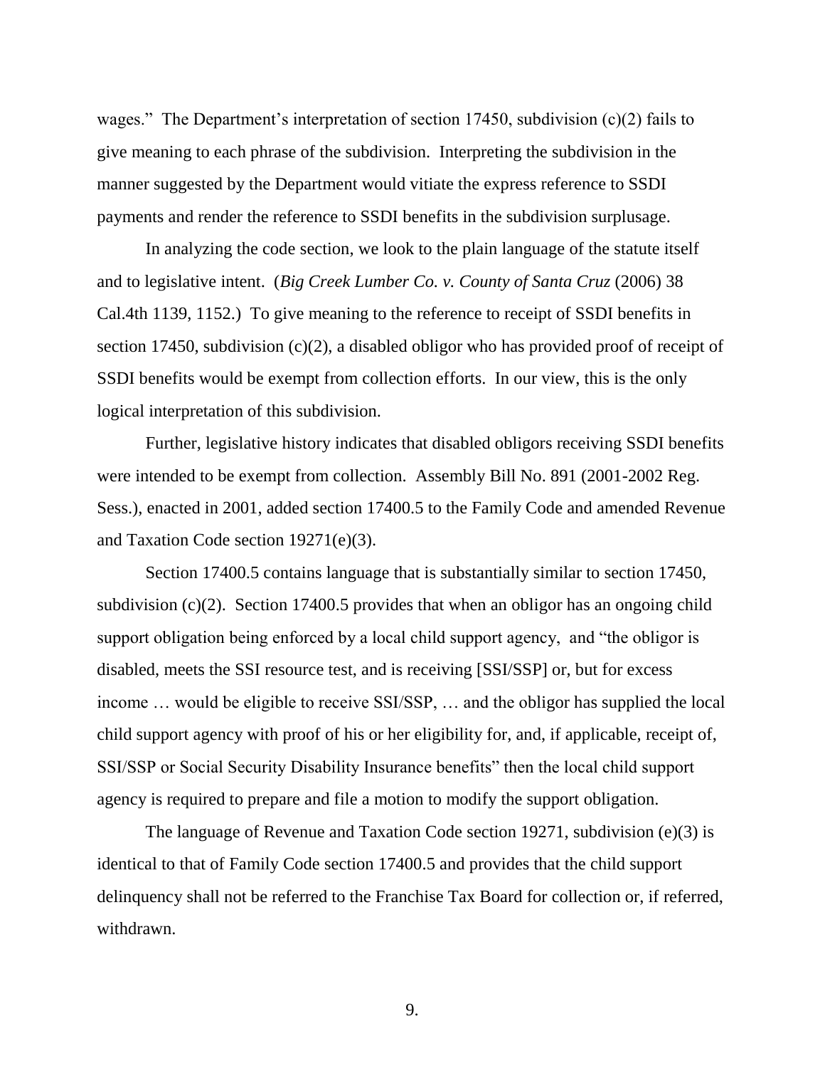wages." The Department's interpretation of section 17450, subdivision (c)(2) fails to give meaning to each phrase of the subdivision. Interpreting the subdivision in the manner suggested by the Department would vitiate the express reference to SSDI payments and render the reference to SSDI benefits in the subdivision surplusage.

In analyzing the code section, we look to the plain language of the statute itself and to legislative intent. (*Big Creek Lumber Co. v. County of Santa Cruz* (2006) 38 Cal.4th 1139, 1152.) To give meaning to the reference to receipt of SSDI benefits in section 17450, subdivision (c)(2), a disabled obligor who has provided proof of receipt of SSDI benefits would be exempt from collection efforts. In our view, this is the only logical interpretation of this subdivision.

Further, legislative history indicates that disabled obligors receiving SSDI benefits were intended to be exempt from collection. Assembly Bill No. 891 (2001-2002 Reg. Sess.), enacted in 2001, added section 17400.5 to the Family Code and amended Revenue and Taxation Code section 19271(e)(3).

Section 17400.5 contains language that is substantially similar to section 17450, subdivision (c)(2). Section 17400.5 provides that when an obligor has an ongoing child support obligation being enforced by a local child support agency, and "the obligor is disabled, meets the SSI resource test, and is receiving [SSI/SSP] or, but for excess income … would be eligible to receive SSI/SSP, … and the obligor has supplied the local child support agency with proof of his or her eligibility for, and, if applicable, receipt of, SSI/SSP or Social Security Disability Insurance benefits" then the local child support agency is required to prepare and file a motion to modify the support obligation.

The language of Revenue and Taxation Code section 19271, subdivision (e)(3) is identical to that of Family Code section 17400.5 and provides that the child support delinquency shall not be referred to the Franchise Tax Board for collection or, if referred, withdrawn.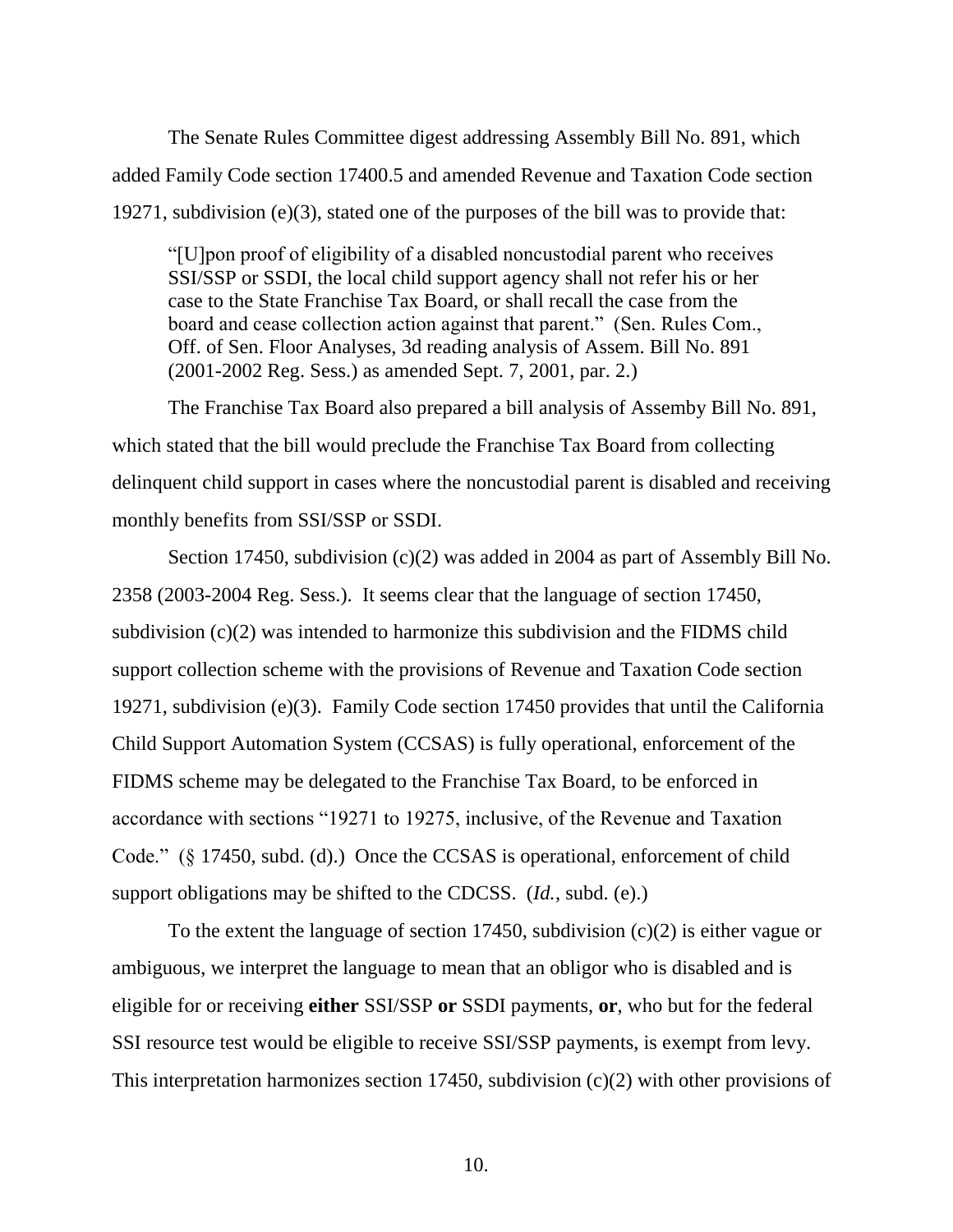The Senate Rules Committee digest addressing Assembly Bill No. 891, which added Family Code section 17400.5 and amended Revenue and Taxation Code section 19271, subdivision (e)(3), stated one of the purposes of the bill was to provide that:

> "[U]pon proof of eligibility of a disabled noncustodial parent who receives SSI/SSP or SSDI, the local child support agency shall not refer his or her case to the State Franchise Tax Board, or shall recall the case from the board and cease collection action against that parent." (Sen. Rules Com., Off. of Sen. Floor Analyses, 3d reading analysis of Assem. Bill No. 891 (2001-2002 Reg. Sess.) as amended Sept. 7, 2001, par. 2.)

The Franchise Tax Board also prepared a bill analysis of Assemby Bill No. 891, which stated that the bill would preclude the Franchise Tax Board from collecting delinquent child support in cases where the noncustodial parent is disabled and receiving monthly benefits from SSI/SSP or SSDI.

Section 17450, subdivision (c)(2) was added in 2004 as part of Assembly Bill No. 2358 (2003-2004 Reg. Sess.). It seems clear that the language of section 17450, subdivision (c)(2) was intended to harmonize this subdivision and the FIDMS child support collection scheme with the provisions of Revenue and Taxation Code section 19271, subdivision (e)(3). Family Code section 17450 provides that until the California Child Support Automation System (CCSAS) is fully operational, enforcement of the FIDMS scheme may be delegated to the Franchise Tax Board, to be enforced in accordance with sections "19271 to 19275, inclusive, of the Revenue and Taxation Code." (§ 17450, subd. (d).) Once the CCSAS is operational, enforcement of child support obligations may be shifted to the CDCSS. (*Id.*, subd. (e).)

To the extent the language of section 17450, subdivision (c)(2) is either vague or ambiguous, we interpret the language to mean that an obligor who is disabled and is eligible for or receiving **either** SSI/SSP **or** SSDI payments, **or**, who but for the federal SSI resource test would be eligible to receive SSI/SSP payments, is exempt from levy. This interpretation harmonizes section 17450, subdivision (c)(2) with other provisions of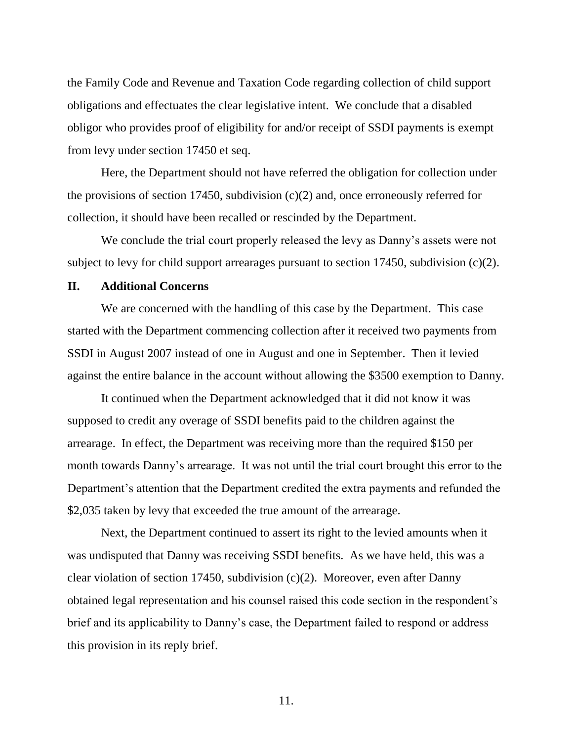the Family Code and Revenue and Taxation Code regarding collection of child support obligations and effectuates the clear legislative intent. We conclude that a disabled obligor who provides proof of eligibility for and/or receipt of SSDI payments is exempt from levy under section 17450 et seq.

Here, the Department should not have referred the obligation for collection under the provisions of section 17450, subdivision (c)(2) and, once erroneously referred for collection, it should have been recalled or rescinded by the Department.

We conclude the trial court properly released the levy as Danny's assets were not subject to levy for child support arrearages pursuant to section 17450, subdivision (c)(2).

## II. Additional Concerns

We are concerned with the handling of this case by the Department. This case started with the Department commencing collection after it received two payments from SSDI in August 2007 instead of one in August and one in September. Then it levied against the entire balance in the account without allowing the $3500 exemption to Danny.

It continued when the Department acknowledged that it did not know it was supposed to credit any overage of SSDI benefits paid to the children against the arrearage. In effect, the Department was receiving more than the required $150 per month towards Danny's arrearage. It was not until the trial court brought this error to the Department's attention that the Department credited the extra payments and refunded the $2,035 taken by levy that exceeded the true amount of the arrearage.

Next, the Department continued to assert its right to the levied amounts when it was undisputed that Danny was receiving SSDI benefits. As we have held, this was a clear violation of section 17450, subdivision (c)(2). Moreover, even after Danny obtained legal representation and his counsel raised this code section in the respondent's brief and its applicability to Danny's case, the Department failed to respond or address this provision in its reply brief.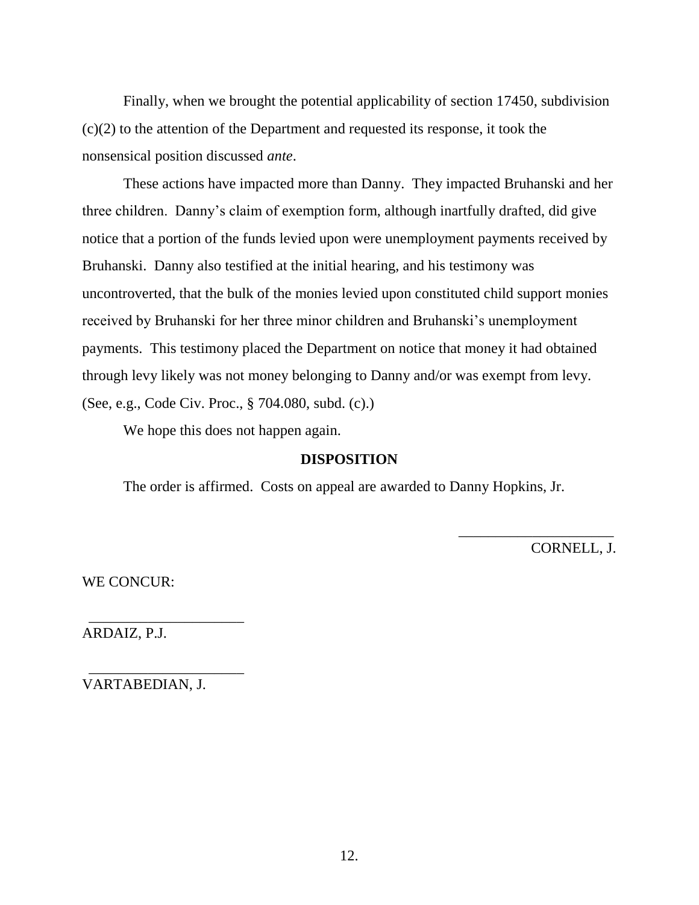Finally, when we brought the potential applicability of section 17450, subdivision (c)(2) to the attention of the Department and requested its response, it took the nonsensical position discussed *ante*.

These actions have impacted more than Danny. They impacted Bruhanski and her three children. Danny's claim of exemption form, although inartfully drafted, did give notice that a portion of the funds levied upon were unemployment payments received by Bruhanski. Danny also testified at the initial hearing, and his testimony was uncontroverted, that the bulk of the monies levied upon constituted child support monies received by Bruhanski for her three minor children and Bruhanski's unemployment payments. This testimony placed the Department on notice that money it had obtained through levy likely was not money belonging to Danny and/or was exempt from levy. (See, e.g., Code Civ. Proc., § 704.080, subd. (c).)

We hope this does not happen again.

**DISPOSITION**

The order is affirmed. Costs on appeal are awarded to Danny Hopkins, Jr.

_____________________
CORNELL, J.

WE CONCUR:

_____________________
ARDAIZ, P.J.

_____________________
VARTABEDIAN, J.